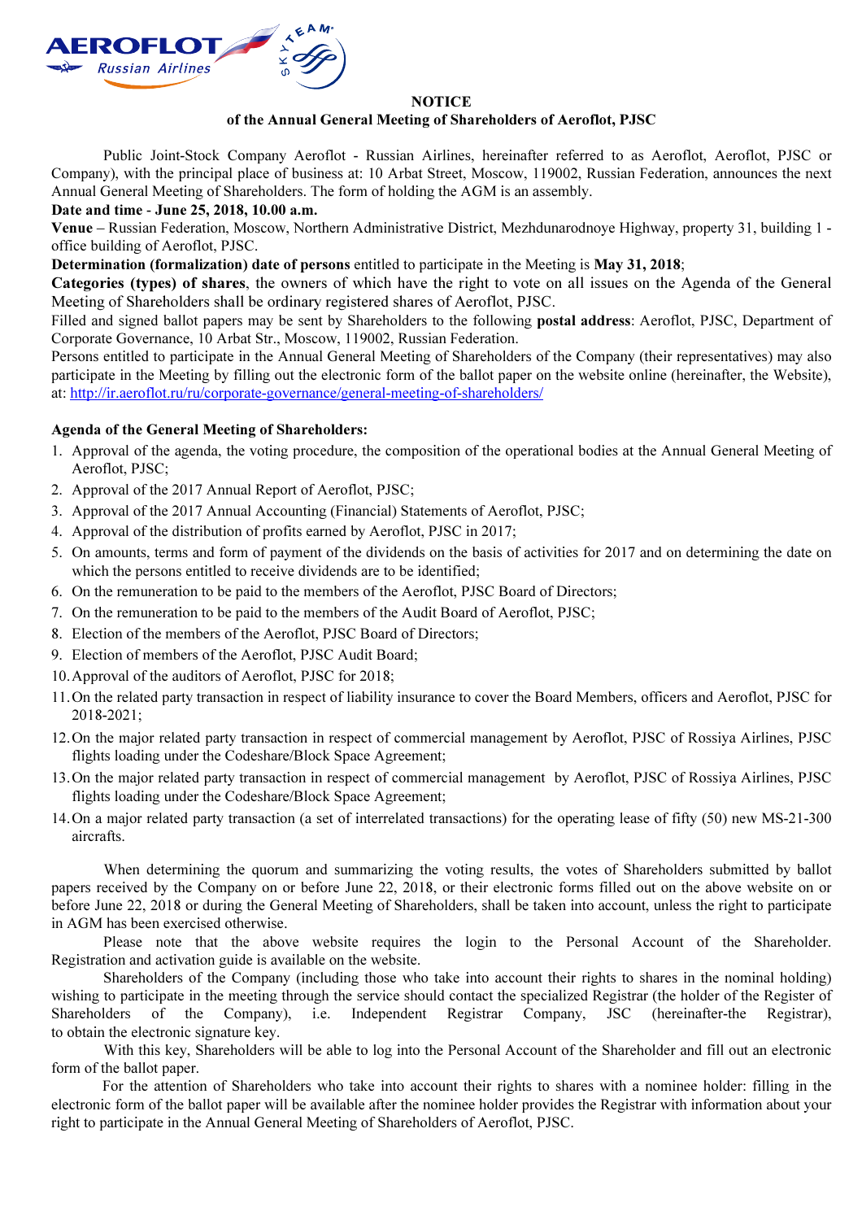# NOTICE

## of the Annual General Meeting of Shareholders of Aeroflot, PJSC

Public Joint-Stock Company Aeroflot - Russian Airlines, hereinafter referred to as Aeroflot, Aeroflot, PJSC or Company), with the principal place of business at: 10 Arbat Street, Moscow, 119002, Russian Federation, announces the next Annual General Meeting of Shareholders. The form of holding the AGM is an assembly.

**Date and time - June 25, 2018, 10.00 a.m.**

**Venue** – Russian Federation, Moscow, Northern Administrative District, Mezhdunarodnoye Highway, property 31, building 1 - office building of Aeroflot, PJSC.

**Determination (formalization) date of persons** entitled to participate in the Meeting is **May 31, 2018**;

**Categories (types) of shares**, the owners of which have the right to vote on all issues on the Agenda of the General Meeting of Shareholders shall be ordinary registered shares of Aeroflot, PJSC.

Filled and signed ballot papers may be sent by Shareholders to the following **postal address**: Aeroflot, PJSC, Department of Corporate Governance, 10 Arbat Str., Moscow, 119002, Russian Federation.

Persons entitled to participate in the Annual General Meeting of Shareholders of the Company (their representatives) may also participate in the Meeting by filling out the electronic form of the ballot paper on the website online (hereinafter, the Website), at: http://ir.aeroflot.ru/ru/corporate-governance/general-meeting-of-shareholders/

**Agenda of the General Meeting of Shareholders:**

1. Approval of the agenda, the voting procedure, the composition of the operational bodies at the Annual General Meeting of Aeroflot, PJSC;
2. Approval of the 2017 Annual Report of Aeroflot, PJSC;
3. Approval of the 2017 Annual Accounting (Financial) Statements of Aeroflot, PJSC;
4. Approval of the distribution of profits earned by Aeroflot, PJSC in 2017;
5. On amounts, terms and form of payment of the dividends on the basis of activities for 2017 and on determining the date on which the persons entitled to receive dividends are to be identified;
6. On the remuneration to be paid to the members of the Aeroflot, PJSC Board of Directors;
7. On the remuneration to be paid to the members of the Audit Board of Aeroflot, PJSC;
8. Election of the members of the Aeroflot, PJSC Board of Directors;
9. Election of members of the Aeroflot, PJSC Audit Board;
10. Approval of the auditors of Aeroflot, PJSC for 2018;
11. On the related party transaction in respect of liability insurance to cover the Board Members, officers and Aeroflot, PJSC for 2018-2021;
12. On the major related party transaction in respect of commercial management by Aeroflot, PJSC of Rossiya Airlines, PJSC flights loading under the Codeshare/Block Space Agreement;
13. On the major related party transaction in respect of commercial management by Aeroflot, PJSC of Rossiya Airlines, PJSC flights loading under the Codeshare/Block Space Agreement;
14. On a major related party transaction (a set of interrelated transactions) for the operating lease of fifty (50) new MS-21-300 aircrafts.

When determining the quorum and summarizing the voting results, the votes of Shareholders submitted by ballot papers received by the Company on or before June 22, 2018, or their electronic forms filled out on the above website on or before June 22, 2018 or during the General Meeting of Shareholders, shall be taken into account, unless the right to participate in AGM has been exercised otherwise.

Please note that the above website requires the login to the Personal Account of the Shareholder. Registration and activation guide is available on the website.

Shareholders of the Company (including those who take into account their rights to shares in the nominal holding) wishing to participate in the meeting through the service should contact the specialized Registrar (the holder of the Register of Shareholders of the Company), i.e. Independent Registrar Company, JSC (hereinafter-the Registrar), to obtain the electronic signature key.

With this key, Shareholders will be able to log into the Personal Account of the Shareholder and fill out an electronic form of the ballot paper.

For the attention of Shareholders who take into account their rights to shares with a nominee holder: filling in the electronic form of the ballot paper will be available after the nominee holder provides the Registrar with information about your right to participate in the Annual General Meeting of Shareholders of Aeroflot, PJSC.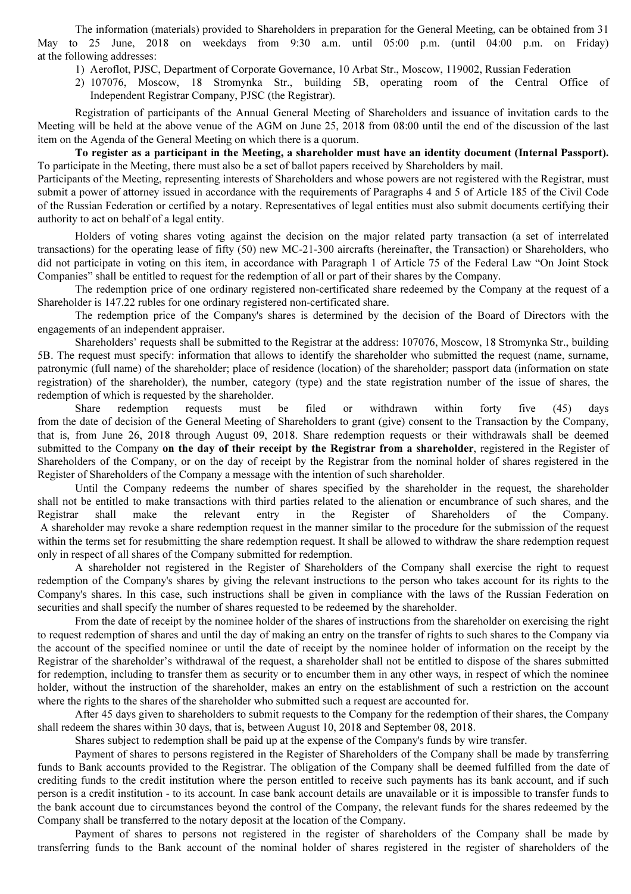The information (materials) provided to Shareholders in preparation for the General Meeting, can be obtained from 31 May to 25 June, 2018 on weekdays from 9:30 a.m. until 05:00 p.m. (until 04:00 p.m. on Friday) at the following addresses:

1) Aeroflot, PJSC, Department of Corporate Governance, 10 Arbat Str., Moscow, 119002, Russian Federation
2) 107076, Moscow, 18 Stromynka Str., building 5B, operating room of the Central Office of Independent Registrar Company, PJSC (the Registrar).

Registration of participants of the Annual General Meeting of Shareholders and issuance of invitation cards to the Meeting will be held at the above venue of the AGM on June 25, 2018 from 08:00 until the end of the discussion of the last item on the Agenda of the General Meeting on which there is a quorum.

**To register as a participant in the Meeting, a shareholder must have an identity document (Internal Passport).** To participate in the Meeting, there must also be a set of ballot papers received by Shareholders by mail.

Participants of the Meeting, representing interests of Shareholders and whose powers are not registered with the Registrar, must submit a power of attorney issued in accordance with the requirements of Paragraphs 4 and 5 of Article 185 of the Civil Code of the Russian Federation or certified by a notary. Representatives of legal entities must also submit documents certifying their authority to act on behalf of a legal entity.

Holders of voting shares voting against the decision on the major related party transaction (a set of interrelated transactions) for the operating lease of fifty (50) new MC-21-300 aircrafts (hereinafter, the Transaction) or Shareholders, who did not participate in voting on this item, in accordance with Paragraph 1 of Article 75 of the Federal Law "On Joint Stock Companies" shall be entitled to request for the redemption of all or part of their shares by the Company.

The redemption price of one ordinary registered non-certificated share redeemed by the Company at the request of a Shareholder is 147.22 rubles for one ordinary registered non-certificated share.

The redemption price of the Company's shares is determined by the decision of the Board of Directors with the engagements of an independent appraiser.

Shareholders' requests shall be submitted to the Registrar at the address: 107076, Moscow, 18 Stromynka Str., building 5B. The request must specify: information that allows to identify the shareholder who submitted the request (name, surname, patronymic (full name) of the shareholder; place of residence (location) of the shareholder; passport data (information on state registration) of the shareholder), the number, category (type) and the state registration number of the issue of shares, the redemption of which is requested by the shareholder.

Share redemption requests must be filed or withdrawn within forty five (45) days from the date of decision of the General Meeting of Shareholders to grant (give) consent to the Transaction by the Company, that is, from June 26, 2018 through August 09, 2018. Share redemption requests or their withdrawals shall be deemed submitted to the Company **on the day of their receipt by the Registrar from a shareholder**, registered in the Register of Shareholders of the Company, or on the day of receipt by the Registrar from the nominal holder of shares registered in the Register of Shareholders of the Company a message with the intention of such shareholder.

Until the Company redeems the number of shares specified by the shareholder in the request, the shareholder shall not be entitled to make transactions with third parties related to the alienation or encumbrance of such shares, and the Registrar shall make the relevant entry in the Register of Shareholders of the Company. A shareholder may revoke a share redemption request in the manner similar to the procedure for the submission of the request within the terms set for resubmitting the share redemption request. It shall be allowed to withdraw the share redemption request only in respect of all shares of the Company submitted for redemption.

A shareholder not registered in the Register of Shareholders of the Company shall exercise the right to request redemption of the Company's shares by giving the relevant instructions to the person who takes account for its rights to the Company's shares. In this case, such instructions shall be given in compliance with the laws of the Russian Federation on securities and shall specify the number of shares requested to be redeemed by the shareholder.

From the date of receipt by the nominee holder of the shares of instructions from the shareholder on exercising the right to request redemption of shares and until the day of making an entry on the transfer of rights to such shares to the Company via the account of the specified nominee or until the date of receipt by the nominee holder of information on the receipt by the Registrar of the shareholder's withdrawal of the request, a shareholder shall not be entitled to dispose of the shares submitted for redemption, including to transfer them as security or to encumber them in any other ways, in respect of which the nominee holder, without the instruction of the shareholder, makes an entry on the establishment of such a restriction on the account where the rights to the shares of the shareholder who submitted such a request are accounted for.

After 45 days given to shareholders to submit requests to the Company for the redemption of their shares, the Company shall redeem the shares within 30 days, that is, between August 10, 2018 and September 08, 2018.

Shares subject to redemption shall be paid up at the expense of the Company's funds by wire transfer.

Payment of shares to persons registered in the Register of Shareholders of the Company shall be made by transferring funds to Bank accounts provided to the Registrar. The obligation of the Company shall be deemed fulfilled from the date of crediting funds to the credit institution where the person entitled to receive such payments has its bank account, and if such person is a credit institution - to its account. In case bank account details are unavailable or it is impossible to transfer funds to the bank account due to circumstances beyond the control of the Company, the relevant funds for the shares redeemed by the Company shall be transferred to the notary deposit at the location of the Company.

Payment of shares to persons not registered in the register of shareholders of the Company shall be made by transferring funds to the Bank account of the nominal holder of shares registered in the register of shareholders of the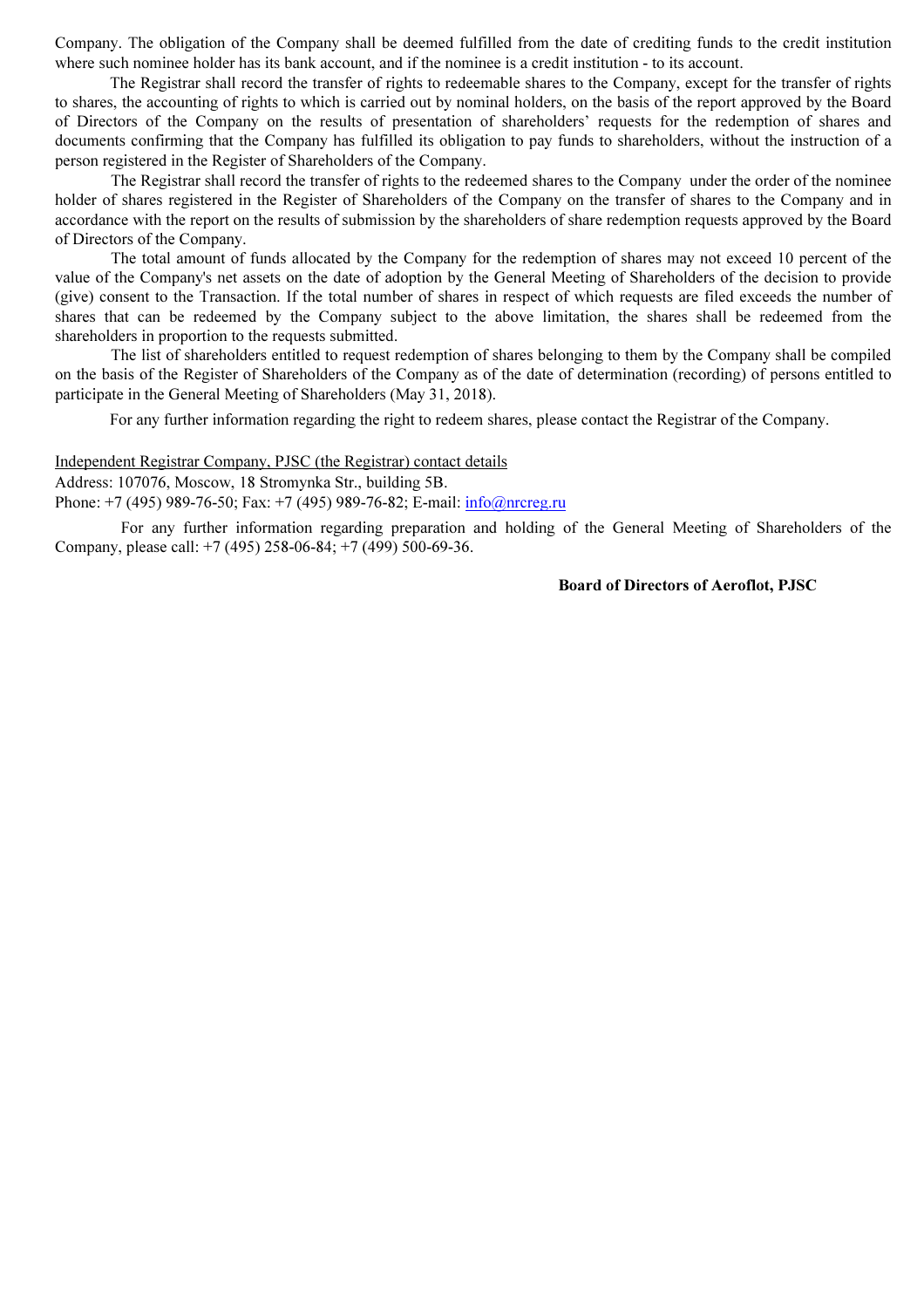Company. The obligation of the Company shall be deemed fulfilled from the date of crediting funds to the credit institution where such nominee holder has its bank account, and if the nominee is a credit institution - to its account.

The Registrar shall record the transfer of rights to redeemable shares to the Company, except for the transfer of rights to shares, the accounting of rights to which is carried out by nominal holders, on the basis of the report approved by the Board of Directors of the Company on the results of presentation of shareholders' requests for the redemption of shares and documents confirming that the Company has fulfilled its obligation to pay funds to shareholders, without the instruction of a person registered in the Register of Shareholders of the Company.

The Registrar shall record the transfer of rights to the redeemed shares to the Company under the order of the nominee holder of shares registered in the Register of Shareholders of the Company on the transfer of shares to the Company and in accordance with the report on the results of submission by the shareholders of share redemption requests approved by the Board of Directors of the Company.

The total amount of funds allocated by the Company for the redemption of shares may not exceed 10 percent of the value of the Company's net assets on the date of adoption by the General Meeting of Shareholders of the decision to provide (give) consent to the Transaction. If the total number of shares in respect of which requests are filed exceeds the number of shares that can be redeemed by the Company subject to the above limitation, the shares shall be redeemed from the shareholders in proportion to the requests submitted.

The list of shareholders entitled to request redemption of shares belonging to them by the Company shall be compiled on the basis of the Register of Shareholders of the Company as of the date of determination (recording) of persons entitled to participate in the General Meeting of Shareholders (May 31, 2018).

For any further information regarding the right to redeem shares, please contact the Registrar of the Company.

Independent Registrar Company, PJSC (the Registrar) contact details
Address: 107076, Moscow, 18 Stromynka Str., building 5B.
Phone: +7 (495) 989-76-50; Fax: +7 (495) 989-76-82; E-mail: info@nrcreg.ru

For any further information regarding preparation and holding of the General Meeting of Shareholders of the Company, please call: +7 (495) 258-06-84; +7 (499) 500-69-36.

**Board of Directors of Aeroflot, PJSC**